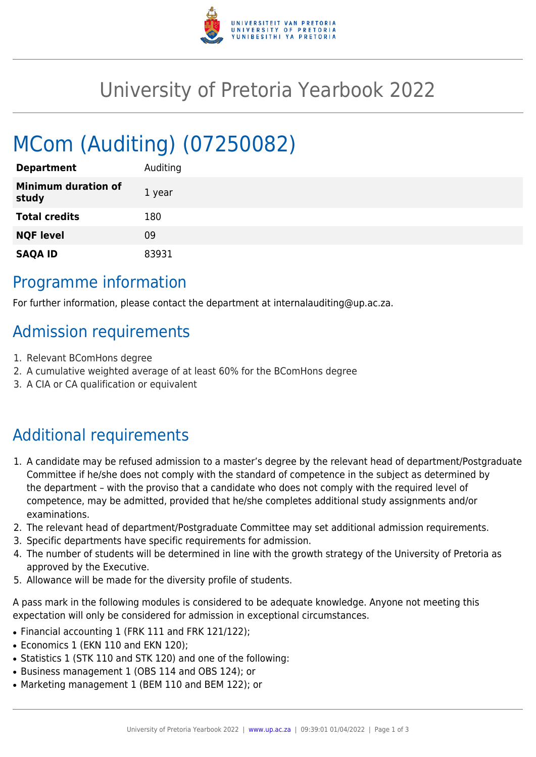# University of Pretoria Yearbook 2022

# MCom (Auditing) (07250082)

| | |
|---|---|
| **Department** | Auditing |
| **Minimum duration of study** | 1 year |
| **Total credits** | 180 |
| **NQF level** | 09 |
| **SAQA ID** | 83931 |

## Programme information

For further information, please contact the department at internalauditing@up.ac.za.

## Admission requirements

1. Relevant BComHons degree
2. A cumulative weighted average of at least 60% for the BComHons degree
3. A CIA or CA qualification or equivalent

## Additional requirements

1. A candidate may be refused admission to a master's degree by the relevant head of department/Postgraduate Committee if he/she does not comply with the standard of competence in the subject as determined by the department – with the proviso that a candidate who does not comply with the required level of competence, may be admitted, provided that he/she completes additional study assignments and/or examinations.
2. The relevant head of department/Postgraduate Committee may set additional admission requirements.
3. Specific departments have specific requirements for admission.
4. The number of students will be determined in line with the growth strategy of the University of Pretoria as approved by the Executive.
5. Allowance will be made for the diversity profile of students.

A pass mark in the following modules is considered to be adequate knowledge. Anyone not meeting this expectation will only be considered for admission in exceptional circumstances.

- Financial accounting 1 (FRK 111 and FRK 121/122);
- Economics 1 (EKN 110 and EKN 120);
- Statistics 1 (STK 110 and STK 120) and one of the following:
- Business management 1 (OBS 114 and OBS 124); or
- Marketing management 1 (BEM 110 and BEM 122); or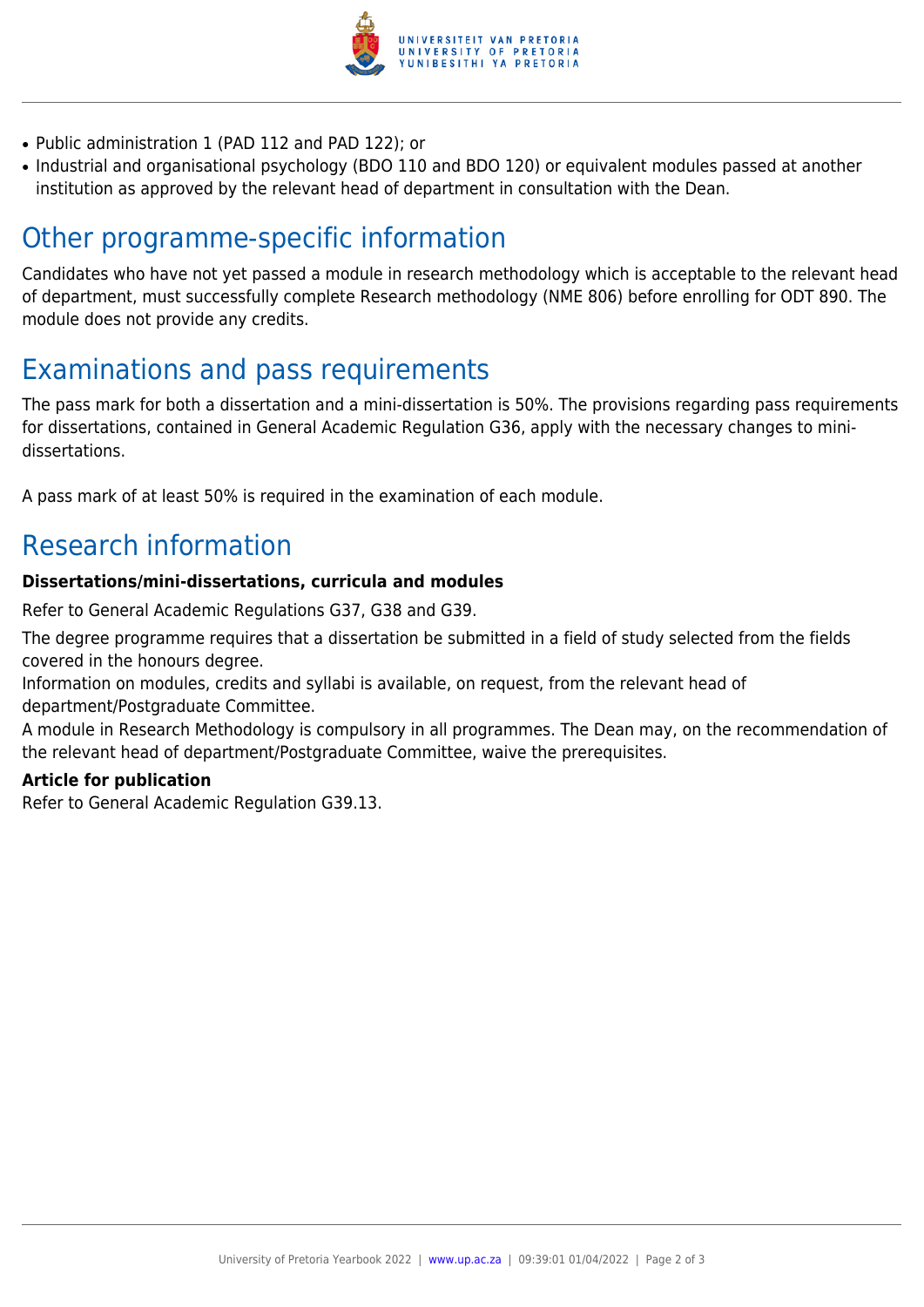- Public administration 1 (PAD 112 and PAD 122); or
- Industrial and organisational psychology (BDO 110 and BDO 120) or equivalent modules passed at another institution as approved by the relevant head of department in consultation with the Dean.

## Other programme-specific information

Candidates who have not yet passed a module in research methodology which is acceptable to the relevant head of department, must successfully complete Research methodology (NME 806) before enrolling for ODT 890. The module does not provide any credits.

## Examinations and pass requirements

The pass mark for both a dissertation and a mini-dissertation is 50%. The provisions regarding pass requirements for dissertations, contained in General Academic Regulation G36, apply with the necessary changes to mini-dissertations.

A pass mark of at least 50% is required in the examination of each module.

## Research information

**Dissertations/mini-dissertations, curricula and modules**

Refer to General Academic Regulations G37, G38 and G39.

The degree programme requires that a dissertation be submitted in a field of study selected from the fields covered in the honours degree.
Information on modules, credits and syllabi is available, on request, from the relevant head of department/Postgraduate Committee.
A module in Research Methodology is compulsory in all programmes. The Dean may, on the recommendation of the relevant head of department/Postgraduate Committee, waive the prerequisites.

**Article for publication**
Refer to General Academic Regulation G39.13.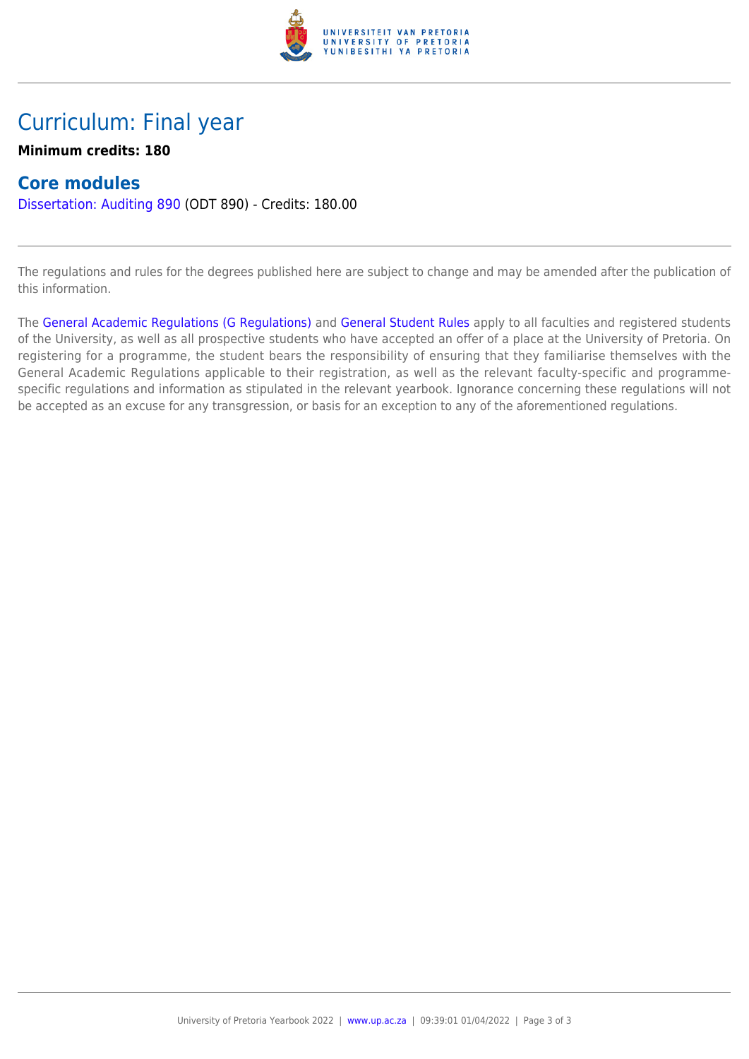## Curriculum: Final year

**Minimum credits: 180**

### Core modules

Dissertation: Auditing 890 (ODT 890) - Credits: 180.00

The regulations and rules for the degrees published here are subject to change and may be amended after the publication of this information.

The General Academic Regulations (G Regulations) and General Student Rules apply to all faculties and registered students of the University, as well as all prospective students who have accepted an offer of a place at the University of Pretoria. On registering for a programme, the student bears the responsibility of ensuring that they familiarise themselves with the General Academic Regulations applicable to their registration, as well as the relevant faculty-specific and programme-specific regulations and information as stipulated in the relevant yearbook. Ignorance concerning these regulations will not be accepted as an excuse for any transgression, or basis for an exception to any of the aforementioned regulations.